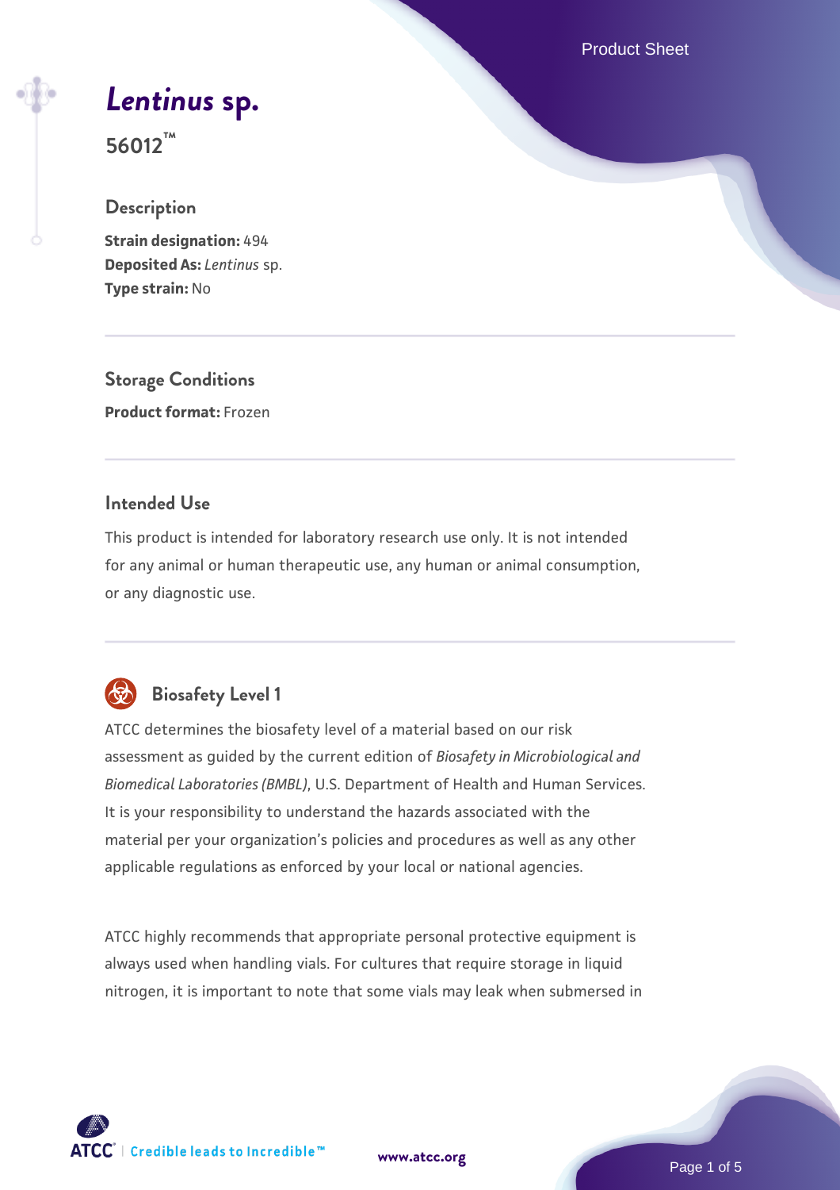# *Lentinus* sp.

**56012™**

## Description

**Strain designation:** 494
**Deposited As:** *Lentinus* sp.
**Type strain:** No

## Storage Conditions

**Product format:** Frozen

## Intended Use

This product is intended for laboratory research use only. It is not intended for any animal or human therapeutic use, any human or animal consumption, or any diagnostic use.

## Biosafety Level 1

ATCC determines the biosafety level of a material based on our risk assessment as guided by the current edition of *Biosafety in Microbiological and Biomedical Laboratories (BMBL)*, U.S. Department of Health and Human Services. It is your responsibility to understand the hazards associated with the material per your organization's policies and procedures as well as any other applicable regulations as enforced by your local or national agencies.

ATCC highly recommends that appropriate personal protective equipment is always used when handling vials. For cultures that require storage in liquid nitrogen, it is important to note that some vials may leak when submersed in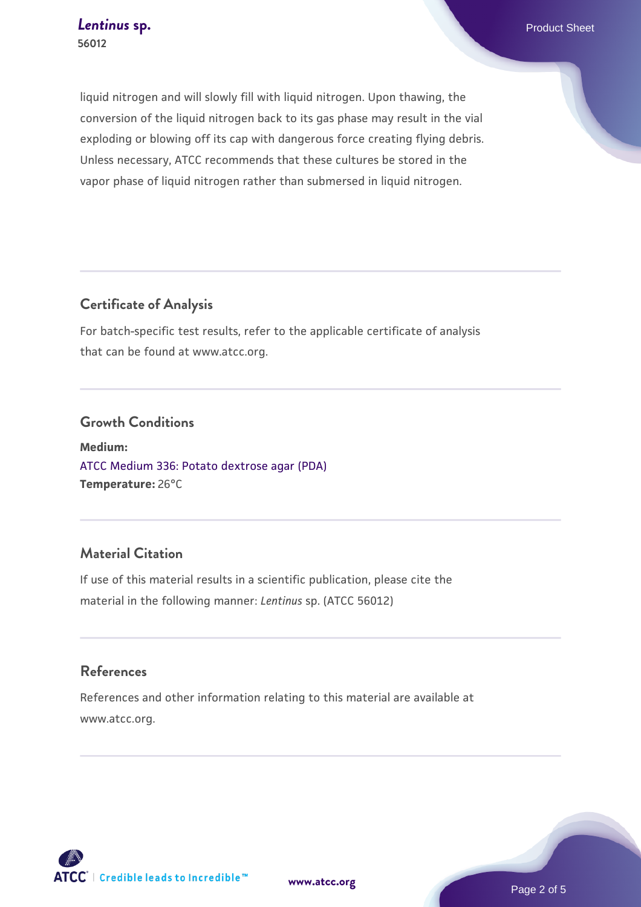liquid nitrogen and will slowly fill with liquid nitrogen. Upon thawing, the conversion of the liquid nitrogen back to its gas phase may result in the vial exploding or blowing off its cap with dangerous force creating flying debris. Unless necessary, ATCC recommends that these cultures be stored in the vapor phase of liquid nitrogen rather than submersed in liquid nitrogen.

## Certificate of Analysis

For batch-specific test results, refer to the applicable certificate of analysis that can be found at www.atcc.org.

## Growth Conditions

**Medium:**
ATCC Medium 336: Potato dextrose agar (PDA)
**Temperature:** 26°C

## Material Citation

If use of this material results in a scientific publication, please cite the material in the following manner: *Lentinus* sp. (ATCC 56012)

## References

References and other information relating to this material are available at www.atcc.org.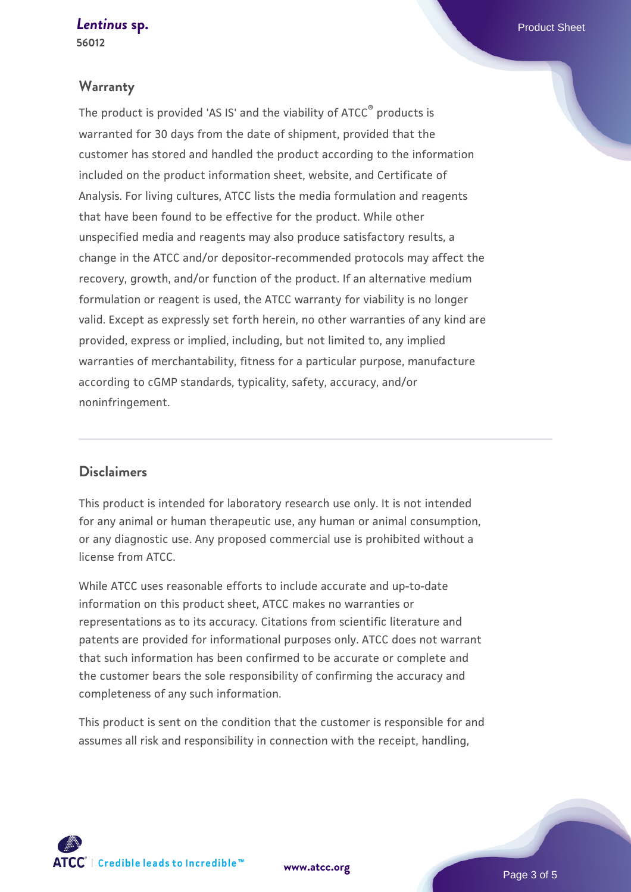## Warranty

The product is provided 'AS IS' and the viability of ATCC® products is warranted for 30 days from the date of shipment, provided that the customer has stored and handled the product according to the information included on the product information sheet, website, and Certificate of Analysis. For living cultures, ATCC lists the media formulation and reagents that have been found to be effective for the product. While other unspecified media and reagents may also produce satisfactory results, a change in the ATCC and/or depositor-recommended protocols may affect the recovery, growth, and/or function of the product. If an alternative medium formulation or reagent is used, the ATCC warranty for viability is no longer valid. Except as expressly set forth herein, no other warranties of any kind are provided, express or implied, including, but not limited to, any implied warranties of merchantability, fitness for a particular purpose, manufacture according to cGMP standards, typicality, safety, accuracy, and/or noninfringement.

## Disclaimers

This product is intended for laboratory research use only. It is not intended for any animal or human therapeutic use, any human or animal consumption, or any diagnostic use. Any proposed commercial use is prohibited without a license from ATCC.

While ATCC uses reasonable efforts to include accurate and up-to-date information on this product sheet, ATCC makes no warranties or representations as to its accuracy. Citations from scientific literature and patents are provided for informational purposes only. ATCC does not warrant that such information has been confirmed to be accurate or complete and the customer bears the sole responsibility of confirming the accuracy and completeness of any such information.

This product is sent on the condition that the customer is responsible for and assumes all risk and responsibility in connection with the receipt, handling,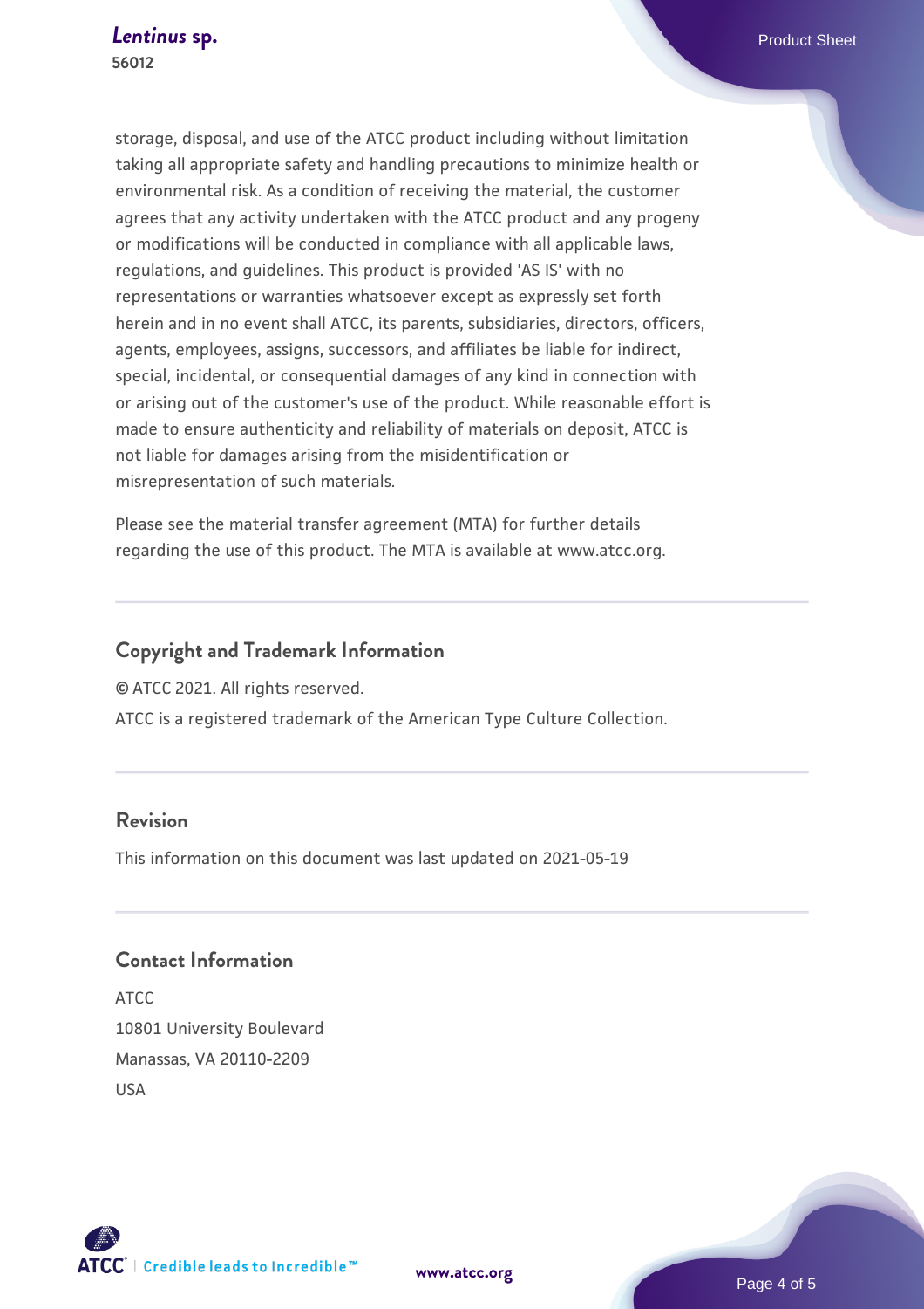storage, disposal, and use of the ATCC product including without limitation taking all appropriate safety and handling precautions to minimize health or environmental risk. As a condition of receiving the material, the customer agrees that any activity undertaken with the ATCC product and any progeny or modifications will be conducted in compliance with all applicable laws, regulations, and guidelines. This product is provided 'AS IS' with no representations or warranties whatsoever except as expressly set forth herein and in no event shall ATCC, its parents, subsidiaries, directors, officers, agents, employees, assigns, successors, and affiliates be liable for indirect, special, incidental, or consequential damages of any kind in connection with or arising out of the customer's use of the product. While reasonable effort is made to ensure authenticity and reliability of materials on deposit, ATCC is not liable for damages arising from the misidentification or misrepresentation of such materials.

Please see the material transfer agreement (MTA) for further details regarding the use of this product. The MTA is available at www.atcc.org.

## Copyright and Trademark Information

© ATCC 2021. All rights reserved.

ATCC is a registered trademark of the American Type Culture Collection.

## Revision

This information on this document was last updated on 2021-05-19

## Contact Information

ATCC
10801 University Boulevard
Manassas, VA 20110-2209
USA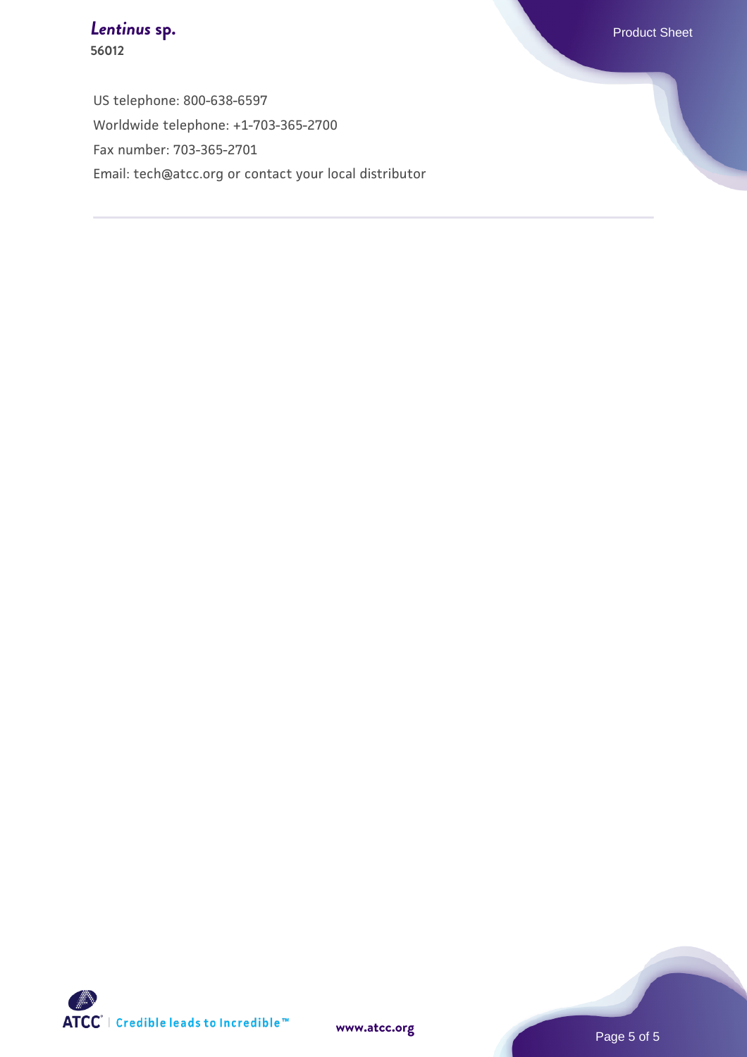US telephone: 800-638-6597

Worldwide telephone: +1-703-365-2700

Fax number: 703-365-2701

Email: tech@atcc.org or contact your local distributor